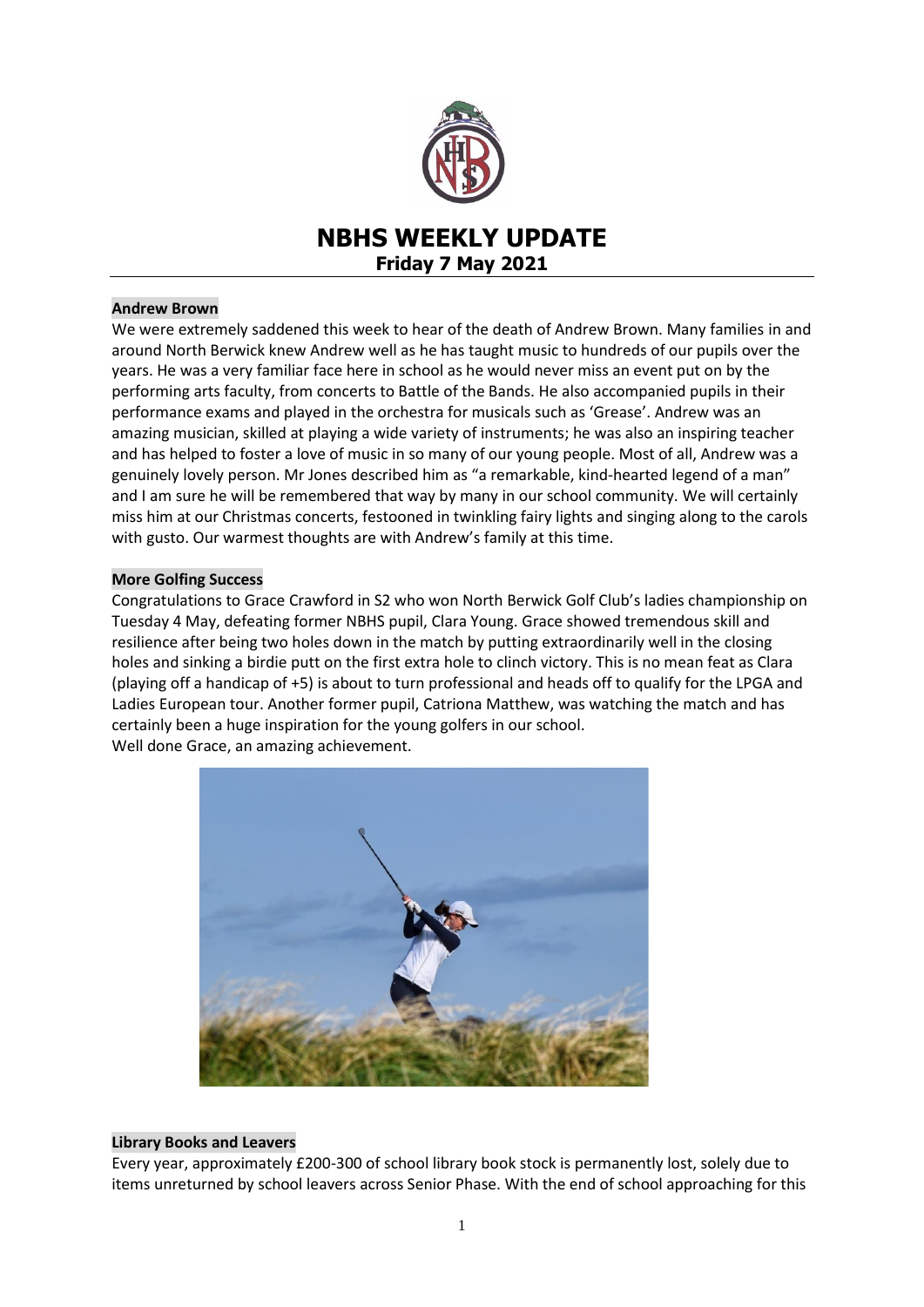# NBHS WEEKLY UPDATE

**Friday 7 May 2021**

## Andrew Brown

We were extremely saddened this week to hear of the death of Andrew Brown. Many families in and around North Berwick knew Andrew well as he has taught music to hundreds of our pupils over the years. He was a very familiar face here in school as he would never miss an event put on by the performing arts faculty, from concerts to Battle of the Bands. He also accompanied pupils in their performance exams and played in the orchestra for musicals such as 'Grease'. Andrew was an amazing musician, skilled at playing a wide variety of instruments; he was also an inspiring teacher and has helped to foster a love of music in so many of our young people. Most of all, Andrew was a genuinely lovely person. Mr Jones described him as "a remarkable, kind-hearted legend of a man" and I am sure he will be remembered that way by many in our school community. We will certainly miss him at our Christmas concerts, festooned in twinkling fairy lights and singing along to the carols with gusto. Our warmest thoughts are with Andrew's family at this time.

## More Golfing Success

Congratulations to Grace Crawford in S2 who won North Berwick Golf Club's ladies championship on Tuesday 4 May, defeating former NBHS pupil, Clara Young. Grace showed tremendous skill and resilience after being two holes down in the match by putting extraordinarily well in the closing holes and sinking a birdie putt on the first extra hole to clinch victory. This is no mean feat as Clara (playing off a handicap of +5) is about to turn professional and heads off to qualify for the LPGA and Ladies European tour. Another former pupil, Catriona Matthew, was watching the match and has certainly been a huge inspiration for the young golfers in our school.

Well done Grace, an amazing achievement.

## Library Books and Leavers

Every year, approximately £200-300 of school library book stock is permanently lost, solely due to items unreturned by school leavers across Senior Phase. With the end of school approaching for this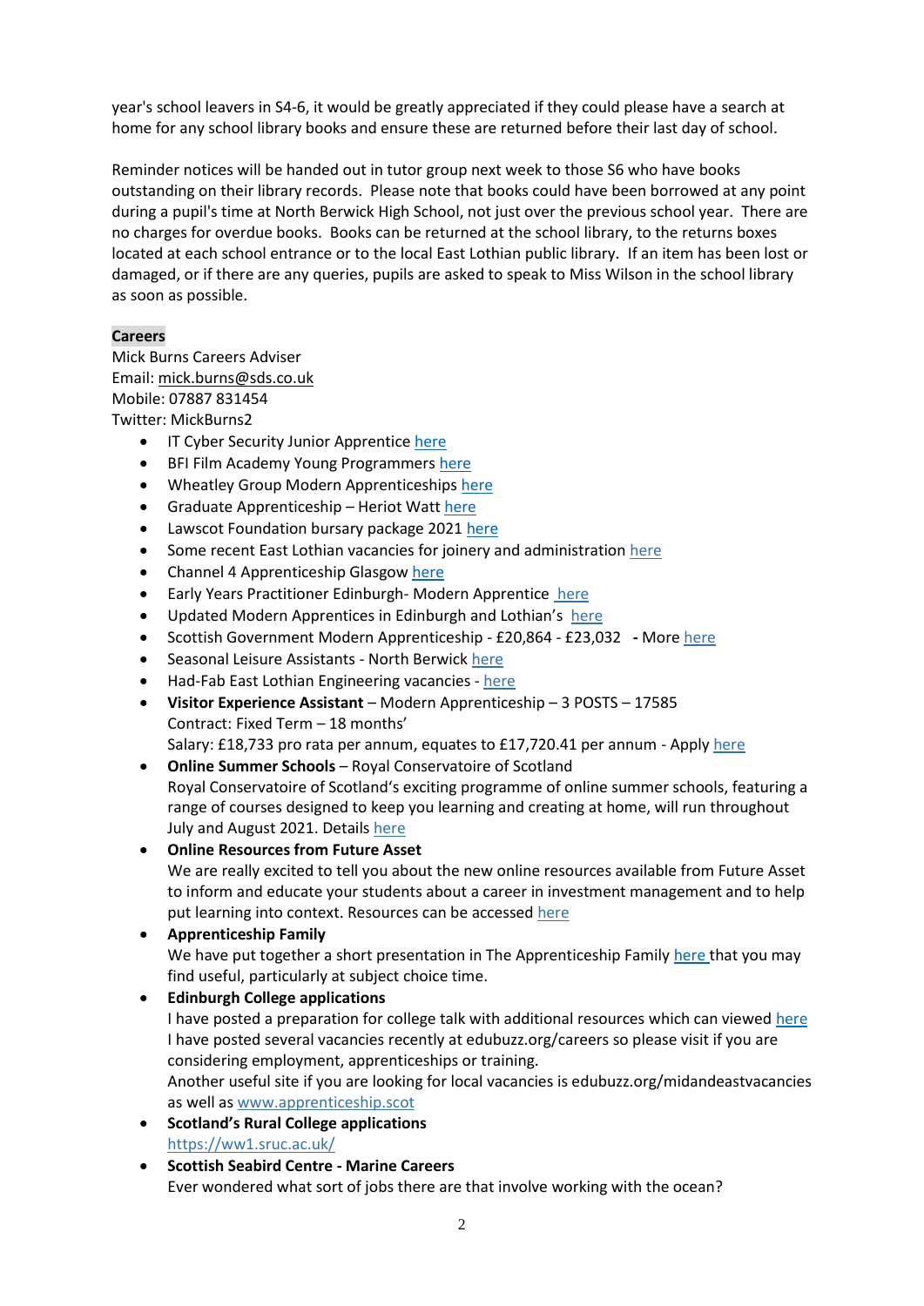year's school leavers in S4-6, it would be greatly appreciated if they could please have a search at home for any school library books and ensure these are returned before their last day of school.

Reminder notices will be handed out in tutor group next week to those S6 who have books outstanding on their library records. Please note that books could have been borrowed at any point during a pupil's time at North Berwick High School, not just over the previous school year. There are no charges for overdue books. Books can be returned at the school library, to the returns boxes located at each school entrance or to the local East Lothian public library. If an item has been lost or damaged, or if there are any queries, pupils are asked to speak to Miss Wilson in the school library as soon as possible.

**Careers**

Mick Burns Careers Adviser
Email: mick.burns@sds.co.uk
Mobile: 07887 831454
Twitter: MickBurns2

- IT Cyber Security Junior Apprentice here
- BFI Film Academy Young Programmers here
- Wheatley Group Modern Apprenticeships here
- Graduate Apprenticeship – Heriot Watt here
- Lawscot Foundation bursary package 2021 here
- Some recent East Lothian vacancies for joinery and administration here
- Channel 4 Apprenticeship Glasgow here
- Early Years Practitioner Edinburgh- Modern Apprentice here
- Updated Modern Apprentices in Edinburgh and Lothian's here
- Scottish Government Modern Apprenticeship - £20,864 - £23,032 **-** More here
- Seasonal Leisure Assistants - North Berwick here
- Had-Fab East Lothian Engineering vacancies - here
- **Visitor Experience Assistant** – Modern Apprenticeship – 3 POSTS – 17585
  Contract: Fixed Term – 18 months'
  Salary: £18,733 pro rata per annum, equates to £17,720.41 per annum - Apply here
- **Online Summer Schools** – Royal Conservatoire of Scotland
  Royal Conservatoire of Scotland's exciting programme of online summer schools, featuring a range of courses designed to keep you learning and creating at home, will run throughout July and August 2021. Details here
- **Online Resources from Future Asset**
  We are really excited to tell you about the new online resources available from Future Asset to inform and educate your students about a career in investment management and to help put learning into context. Resources can be accessed here
- **Apprenticeship Family**
  We have put together a short presentation in The Apprenticeship Family here that you may find useful, particularly at subject choice time.
- **Edinburgh College applications**
  I have posted a preparation for college talk with additional resources which can viewed here
  I have posted several vacancies recently at edubuzz.org/careers so please visit if you are considering employment, apprenticeships or training.
  Another useful site if you are looking for local vacancies is edubuzz.org/midandeastvacancies as well as www.apprenticeship.scot
- **Scotland's Rural College applications**
  https://ww1.sruc.ac.uk/
- **Scottish Seabird Centre - Marine Careers**
  Ever wondered what sort of jobs there are that involve working with the ocean?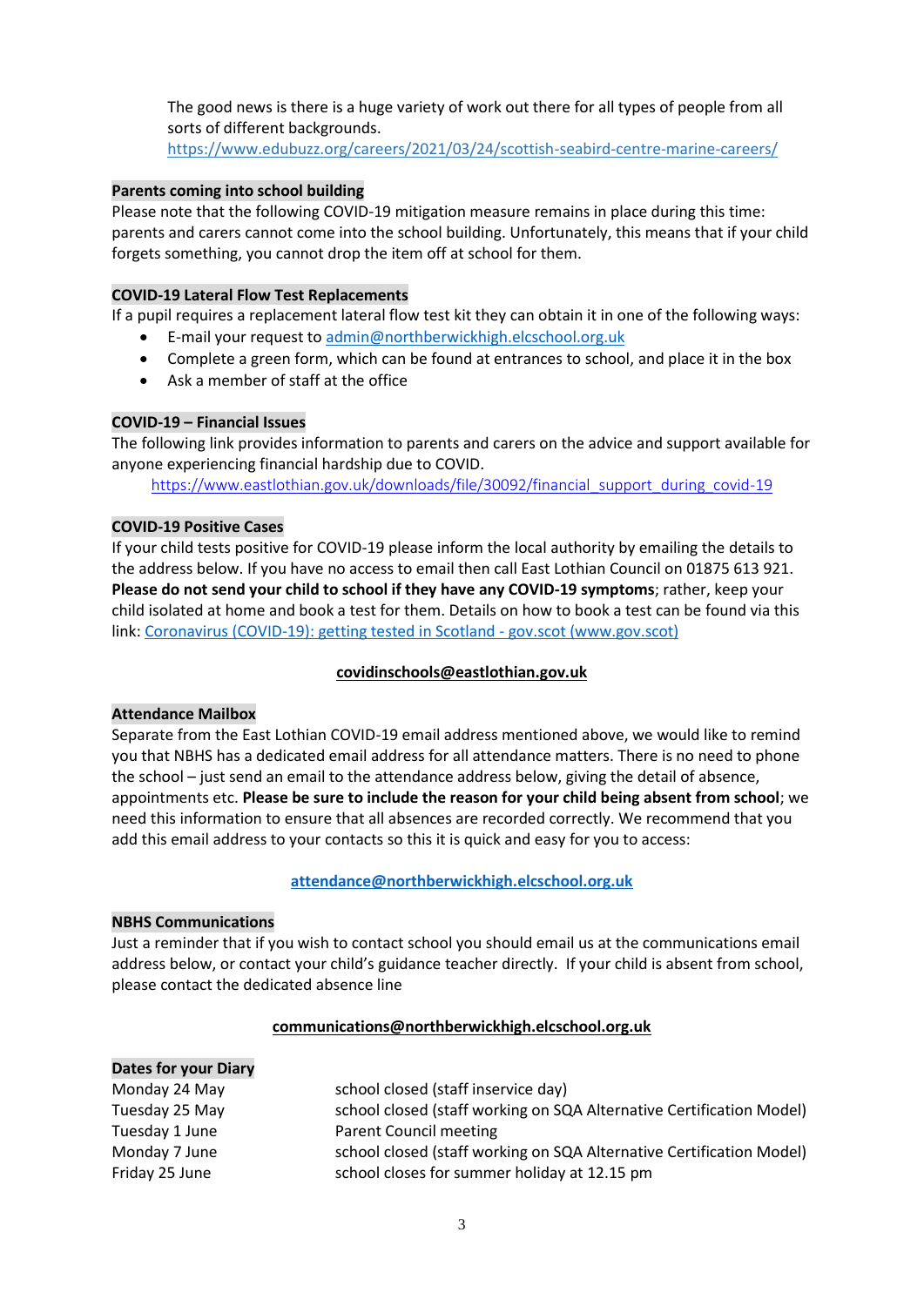The good news is there is a huge variety of work out there for all types of people from all sorts of different backgrounds.
https://www.edubuzz.org/careers/2021/03/24/scottish-seabird-centre-marine-careers/

**Parents coming into school building**

Please note that the following COVID-19 mitigation measure remains in place during this time: parents and carers cannot come into the school building. Unfortunately, this means that if your child forgets something, you cannot drop the item off at school for them.

**COVID-19 Lateral Flow Test Replacements**

If a pupil requires a replacement lateral flow test kit they can obtain it in one of the following ways:

- E-mail your request to admin@northberwickhigh.elcschool.org.uk
- Complete a green form, which can be found at entrances to school, and place it in the box
- Ask a member of staff at the office

**COVID-19 – Financial Issues**

The following link provides information to parents and carers on the advice and support available for anyone experiencing financial hardship due to COVID.
https://www.eastlothian.gov.uk/downloads/file/30092/financial_support_during_covid-19

**COVID-19 Positive Cases**

If your child tests positive for COVID-19 please inform the local authority by emailing the details to the address below. If you have no access to email then call East Lothian Council on 01875 613 921. **Please do not send your child to school if they have any COVID-19 symptoms**; rather, keep your child isolated at home and book a test for them. Details on how to book a test can be found via this link: Coronavirus (COVID-19): getting tested in Scotland - gov.scot (www.gov.scot)

**covidinschools@eastlothian.gov.uk**

**Attendance Mailbox**

Separate from the East Lothian COVID-19 email address mentioned above, we would like to remind you that NBHS has a dedicated email address for all attendance matters. There is no need to phone the school – just send an email to the attendance address below, giving the detail of absence, appointments etc. **Please be sure to include the reason for your child being absent from school**; we need this information to ensure that all absences are recorded correctly. We recommend that you add this email address to your contacts so this it is quick and easy for you to access:

**attendance@northberwickhigh.elcschool.org.uk**

**NBHS Communications**

Just a reminder that if you wish to contact school you should email us at the communications email address below, or contact your child's guidance teacher directly. If your child is absent from school, please contact the dedicated absence line

**communications@northberwickhigh.elcschool.org.uk**

**Dates for your Diary**

| | |
|---|---|
| Monday 24 May | school closed (staff inservice day) |
| Tuesday 25 May | school closed (staff working on SQA Alternative Certification Model) |
| Tuesday 1 June | Parent Council meeting |
| Monday 7 June | school closed (staff working on SQA Alternative Certification Model) |
| Friday 25 June | school closes for summer holiday at 12.15 pm |